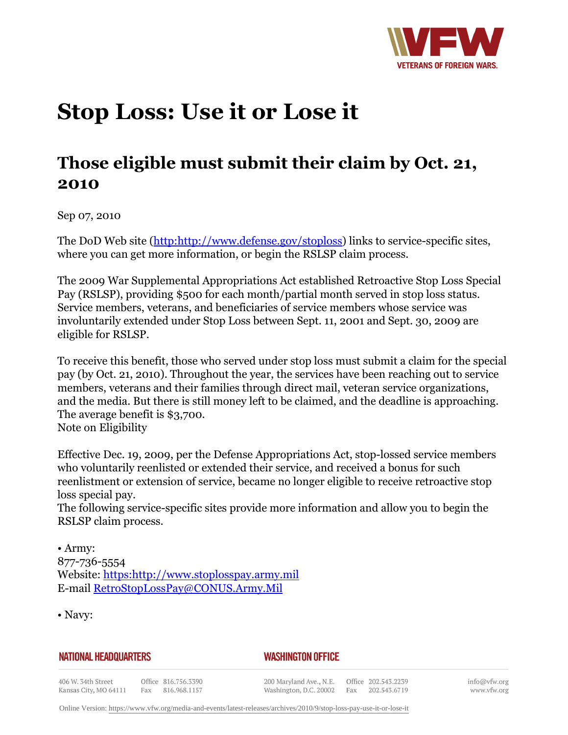# Stop Loss: Use it or Lose it

## Those eligible must submit their claim by Oct. 21, 2010

Sep 07, 2010

The DoD Web site (http:http://www.defense.gov/stoploss) links to service-specific sites, where you can get more information, or begin the RSLSP claim process.

The 2009 War Supplemental Appropriations Act established Retroactive Stop Loss Special Pay (RSLSP), providing $500 for each month/partial month served in stop loss status. Service members, veterans, and beneficiaries of service members whose service was involuntarily extended under Stop Loss between Sept. 11, 2001 and Sept. 30, 2009 are eligible for RSLSP.

To receive this benefit, those who served under stop loss must submit a claim for the special pay (by Oct. 21, 2010). Throughout the year, the services have been reaching out to service members, veterans and their families through direct mail, veteran service organizations, and the media. But there is still money left to be claimed, and the deadline is approaching. The average benefit is $3,700.
Note on Eligibility

Effective Dec. 19, 2009, per the Defense Appropriations Act, stop-lossed service members who voluntarily reenlisted or extended their service, and received a bonus for such reenlistment or extension of service, became no longer eligible to receive retroactive stop loss special pay.
The following service-specific sites provide more information and allow you to begin the RSLSP claim process.

• Army:
877-736-5554
Website: https:http://www.stoplosspay.army.mil
E-mail RetroStopLossPay@CONUS.Army.Mil

• Navy: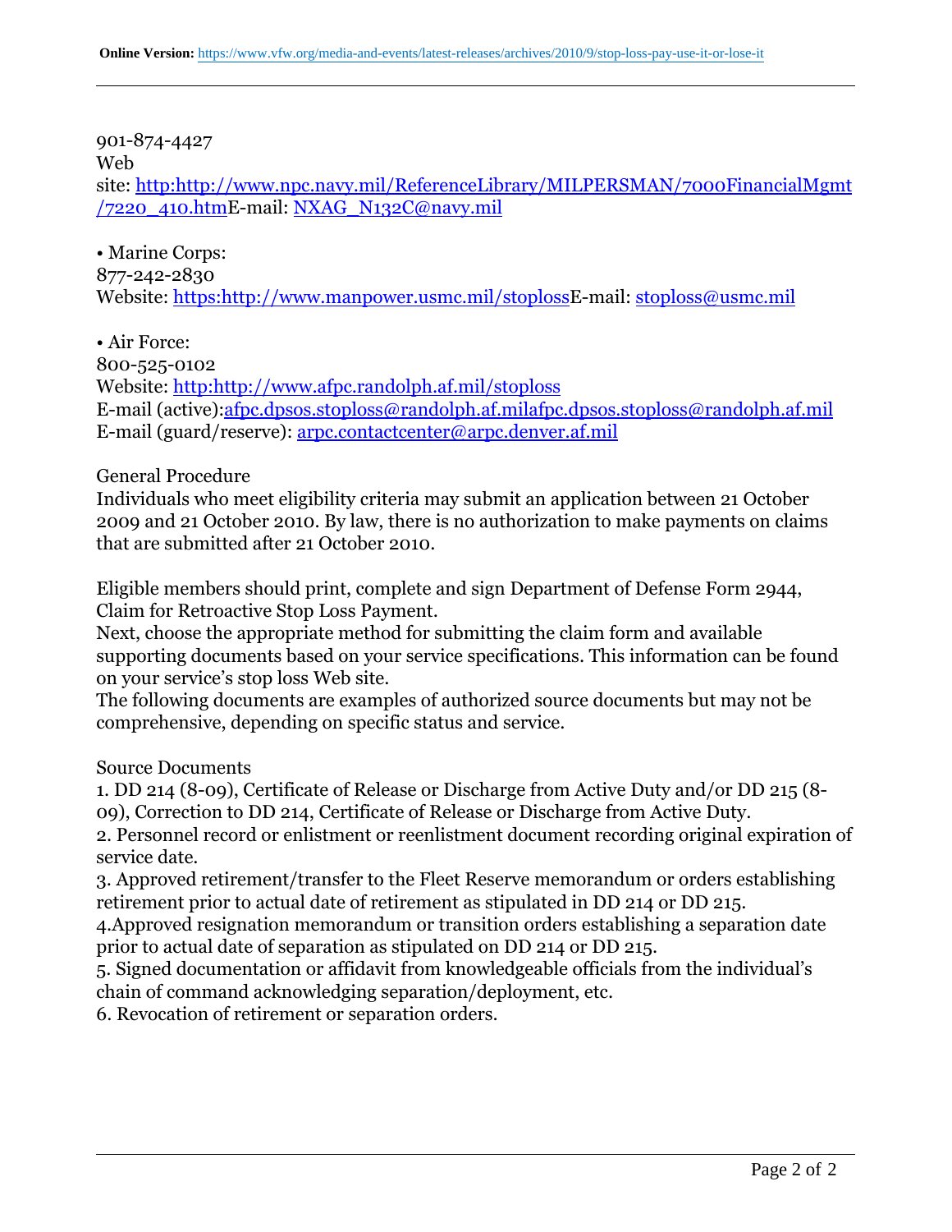901-874-4427
Web site: http:http://www.npc.navy.mil/ReferenceLibrary/MILPERSMAN/7000FinancialMgmt/7220_410.htmE-mail: NXAG_N132C@navy.mil

• Marine Corps:
877-242-2830
Website: https:http://www.manpower.usmc.mil/stoplossE-mail: stoploss@usmc.mil

• Air Force:
800-525-0102
Website: http:http://www.afpc.randolph.af.mil/stoploss
E-mail (active):afpc.dpsos.stoploss@randolph.af.milafpc.dpsos.stoploss@randolph.af.mil
E-mail (guard/reserve): arpc.contactcenter@arpc.denver.af.mil

General Procedure
Individuals who meet eligibility criteria may submit an application between 21 October 2009 and 21 October 2010. By law, there is no authorization to make payments on claims that are submitted after 21 October 2010.

Eligible members should print, complete and sign Department of Defense Form 2944, Claim for Retroactive Stop Loss Payment.
Next, choose the appropriate method for submitting the claim form and available supporting documents based on your service specifications. This information can be found on your service's stop loss Web site.
The following documents are examples of authorized source documents but may not be comprehensive, depending on specific status and service.

Source Documents
1. DD 214 (8-09), Certificate of Release or Discharge from Active Duty and/or DD 215 (8-09), Correction to DD 214, Certificate of Release or Discharge from Active Duty.
2. Personnel record or enlistment or reenlistment document recording original expiration of service date.
3. Approved retirement/transfer to the Fleet Reserve memorandum or orders establishing retirement prior to actual date of retirement as stipulated in DD 214 or DD 215.
4.Approved resignation memorandum or transition orders establishing a separation date prior to actual date of separation as stipulated on DD 214 or DD 215.
5. Signed documentation or affidavit from knowledgeable officials from the individual's chain of command acknowledging separation/deployment, etc.
6. Revocation of retirement or separation orders.